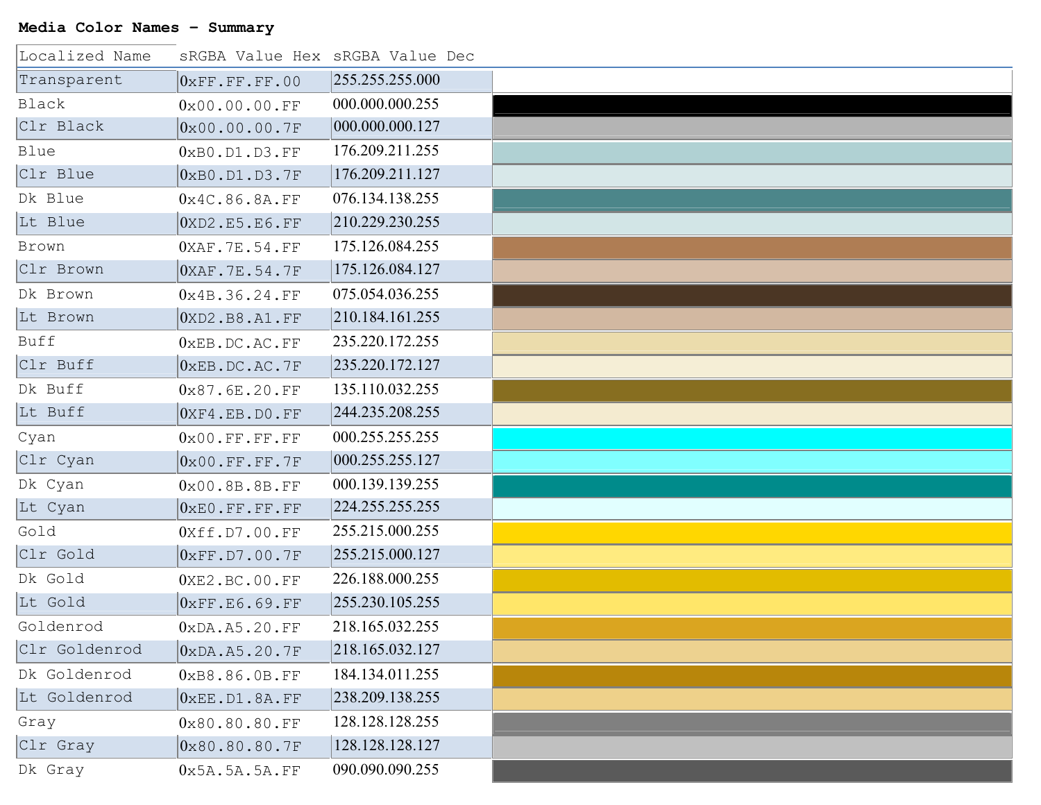**Media Color Names – Summary**

| Localized Name | sRGBA Value Hex | sRGBA Value Dec | |
|---|---|---|---|
| Transparent | 0xFF.FF.FF.00 | 255.255.255.000 | |
| Black | 0x00.00.00.FF | 000.000.000.255 | |
| Clr Black | 0x00.00.00.7F | 000.000.000.127 | |
| Blue | 0xB0.D1.D3.FF | 176.209.211.255 | |
| Clr Blue | 0xB0.D1.D3.7F | 176.209.211.127 | |
| Dk Blue | 0x4C.86.8A.FF | 076.134.138.255 | |
| Lt Blue | 0XD2.E5.E6.FF | 210.229.230.255 | |
| Brown | 0XAF.7E.54.FF | 175.126.084.255 | |
| Clr Brown | 0XAF.7E.54.7F | 175.126.084.127 | |
| Dk Brown | 0x4B.36.24.FF | 075.054.036.255 | |
| Lt Brown | 0XD2.B8.A1.FF | 210.184.161.255 | |
| Buff | 0xEB.DC.AC.FF | 235.220.172.255 | |
| Clr Buff | 0xEB.DC.AC.7F | 235.220.172.127 | |
| Dk Buff | 0x87.6E.20.FF | 135.110.032.255 | |
| Lt Buff | 0XF4.EB.D0.FF | 244.235.208.255 | |
| Cyan | 0x00.FF.FF.FF | 000.255.255.255 | |
| Clr Cyan | 0x00.FF.FF.7F | 000.255.255.127 | |
| Dk Cyan | 0x00.8B.8B.FF | 000.139.139.255 | |
| Lt Cyan | 0xE0.FF.FF.FF | 224.255.255.255 | |
| Gold | 0Xff.D7.00.FF | 255.215.000.255 | |
| Clr Gold | 0xFF.D7.00.7F | 255.215.000.127 | |
| Dk Gold | 0XE2.BC.00.FF | 226.188.000.255 | |
| Lt Gold | 0xFF.E6.69.FF | 255.230.105.255 | |
| Goldenrod | 0xDA.A5.20.FF | 218.165.032.255 | |
| Clr Goldenrod | 0xDA.A5.20.7F | 218.165.032.127 | |
| Dk Goldenrod | 0xB8.86.0B.FF | 184.134.011.255 | |
| Lt Goldenrod | 0xEE.D1.8A.FF | 238.209.138.255 | |
| Gray | 0x80.80.80.FF | 128.128.128.255 | |
| Clr Gray | 0x80.80.80.7F | 128.128.128.127 | |
| Dk Gray | 0x5A.5A.5A.FF | 090.090.090.255 | |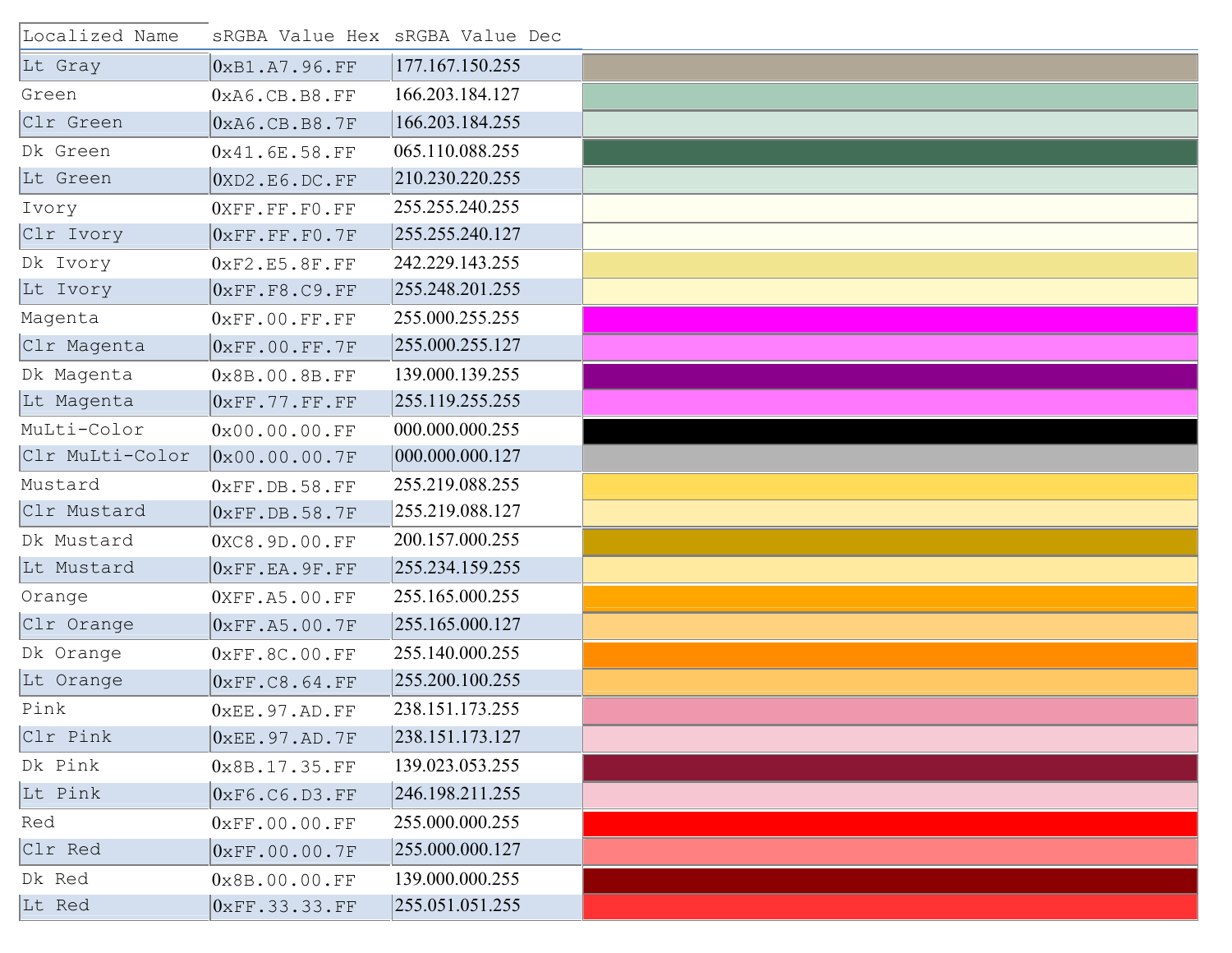| Localized Name | sRGBA Value Hex | sRGBA Value Dec | |
|---|---|---|---|
| Lt Gray | 0xB1.A7.96.FF | 177.167.150.255 | |
| Green | 0xA6.CB.B8.FF | 166.203.184.127 | |
| Clr Green | 0xA6.CB.B8.7F | 166.203.184.255 | |
| Dk Green | 0x41.6E.58.FF | 065.110.088.255 | |
| Lt Green | 0XD2.E6.DC.FF | 210.230.220.255 | |
| Ivory | 0XFF.FF.F0.FF | 255.255.240.255 | |
| Clr Ivory | 0xFF.FF.F0.7F | 255.255.240.127 | |
| Dk Ivory | 0xF2.E5.8F.FF | 242.229.143.255 | |
| Lt Ivory | 0xFF.F8.C9.FF | 255.248.201.255 | |
| Magenta | 0xFF.00.FF.FF | 255.000.255.255 | |
| Clr Magenta | 0xFF.00.FF.7F | 255.000.255.127 | |
| Dk Magenta | 0x8B.00.8B.FF | 139.000.139.255 | |
| Lt Magenta | 0xFF.77.FF.FF | 255.119.255.255 | |
| MuLti-Color | 0x00.00.00.FF | 000.000.000.255 | |
| Clr MuLti-Color | 0x00.00.00.7F | 000.000.000.127 | |
| Mustard | 0xFF.DB.58.FF | 255.219.088.255 | |
| Clr Mustard | 0xFF.DB.58.7F | 255.219.088.127 | |
| Dk Mustard | 0XC8.9D.00.FF | 200.157.000.255 | |
| Lt Mustard | 0xFF.EA.9F.FF | 255.234.159.255 | |
| Orange | 0XFF.A5.00.FF | 255.165.000.255 | |
| Clr Orange | 0xFF.A5.00.7F | 255.165.000.127 | |
| Dk Orange | 0xFF.8C.00.FF | 255.140.000.255 | |
| Lt Orange | 0xFF.C8.64.FF | 255.200.100.255 | |
| Pink | 0xEE.97.AD.FF | 238.151.173.255 | |
| Clr Pink | 0xEE.97.AD.7F | 238.151.173.127 | |
| Dk Pink | 0x8B.17.35.FF | 139.023.053.255 | |
| Lt Pink | 0xF6.C6.D3.FF | 246.198.211.255 | |
| Red | 0xFF.00.00.FF | 255.000.000.255 | |
| Clr Red | 0xFF.00.00.7F | 255.000.000.127 | |
| Dk Red | 0x8B.00.00.FF | 139.000.000.255 | |
| Lt Red | 0xFF.33.33.FF | 255.051.051.255 | |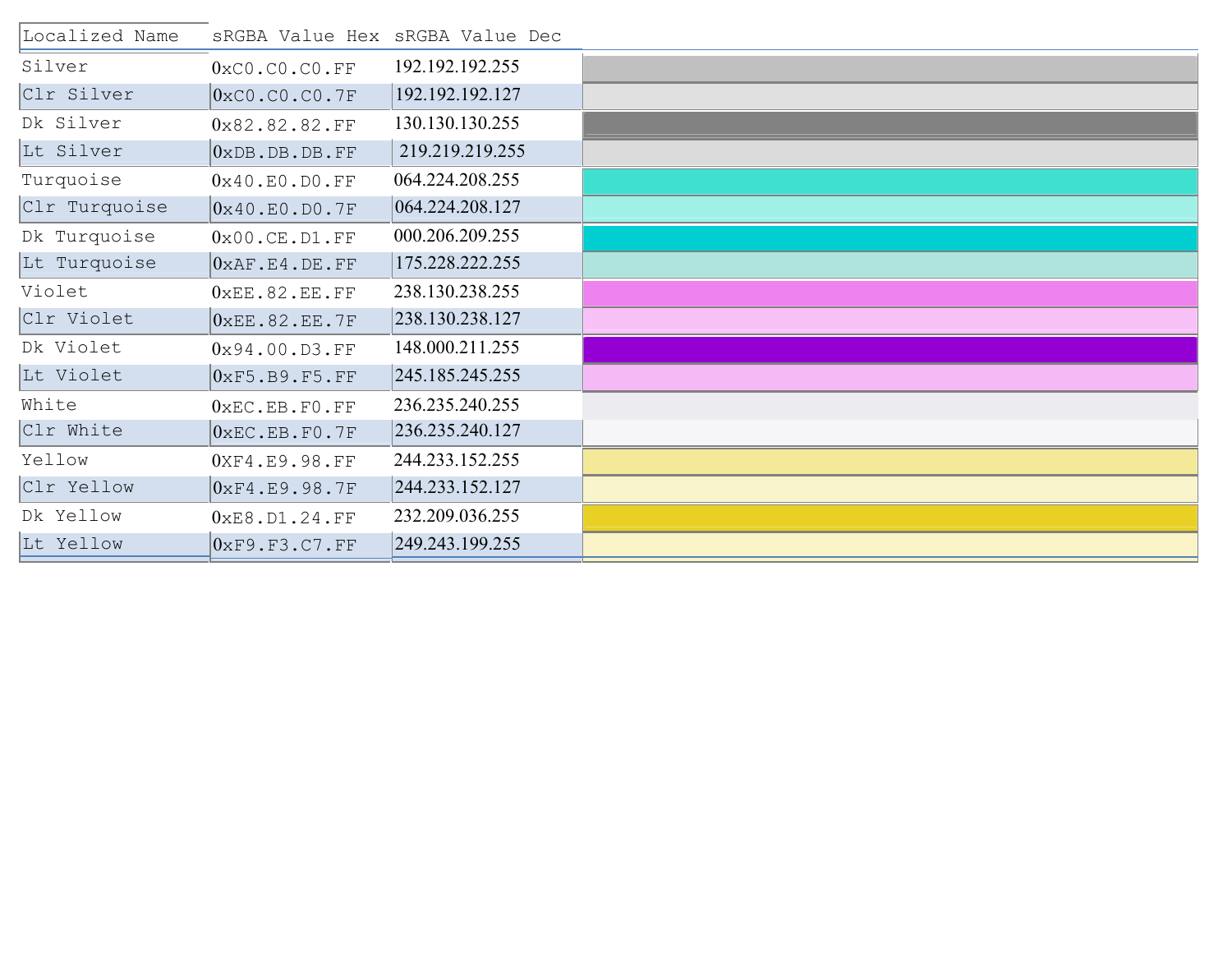| Localized Name | sRGBA Value Hex | sRGBA Value Dec | |
|---|---|---|---|
| Silver | 0xC0.C0.C0.FF | 192.192.192.255 | |
| Clr Silver | 0xC0.C0.C0.7F | 192.192.192.127 | |
| Dk Silver | 0x82.82.82.FF | 130.130.130.255 | |
| Lt Silver | 0xDB.DB.DB.FF | 219.219.219.255 | |
| Turquoise | 0x40.E0.D0.FF | 064.224.208.255 | |
| Clr Turquoise | 0x40.E0.D0.7F | 064.224.208.127 | |
| Dk Turquoise | 0x00.CE.D1.FF | 000.206.209.255 | |
| Lt Turquoise | 0xAF.E4.DE.FF | 175.228.222.255 | |
| Violet | 0xEE.82.EE.FF | 238.130.238.255 | |
| Clr Violet | 0xEE.82.EE.7F | 238.130.238.127 | |
| Dk Violet | 0x94.00.D3.FF | 148.000.211.255 | |
| Lt Violet | 0xF5.B9.F5.FF | 245.185.245.255 | |
| White | 0xEC.EB.F0.FF | 236.235.240.255 | |
| Clr White | 0xEC.EB.F0.7F | 236.235.240.127 | |
| Yellow | 0XF4.E9.98.FF | 244.233.152.255 | |
| Clr Yellow | 0xF4.E9.98.7F | 244.233.152.127 | |
| Dk Yellow | 0xE8.D1.24.FF | 232.209.036.255 | |
| Lt Yellow | 0xF9.F3.C7.FF | 249.243.199.255 | |